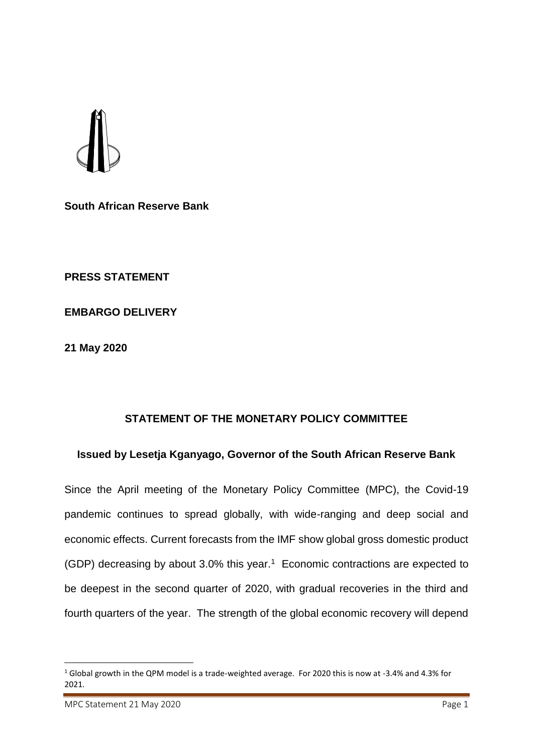**South African Reserve Bank**

**PRESS STATEMENT**

**EMBARGO DELIVERY**

**21 May 2020**

## STATEMENT OF THE MONETARY POLICY COMMITTEE

### Issued by Lesetja Kganyago, Governor of the South African Reserve Bank

Since the April meeting of the Monetary Policy Committee (MPC), the Covid-19 pandemic continues to spread globally, with wide-ranging and deep social and economic effects. Current forecasts from the IMF show global gross domestic product (GDP) decreasing by about 3.0% this year.[1] Economic contractions are expected to be deepest in the second quarter of 2020, with gradual recoveries in the third and fourth quarters of the year. The strength of the global economic recovery will depend

---

[1] Global growth in the QPM model is a trade-weighted average. For 2020 this is now at -3.4% and 4.3% for 2021.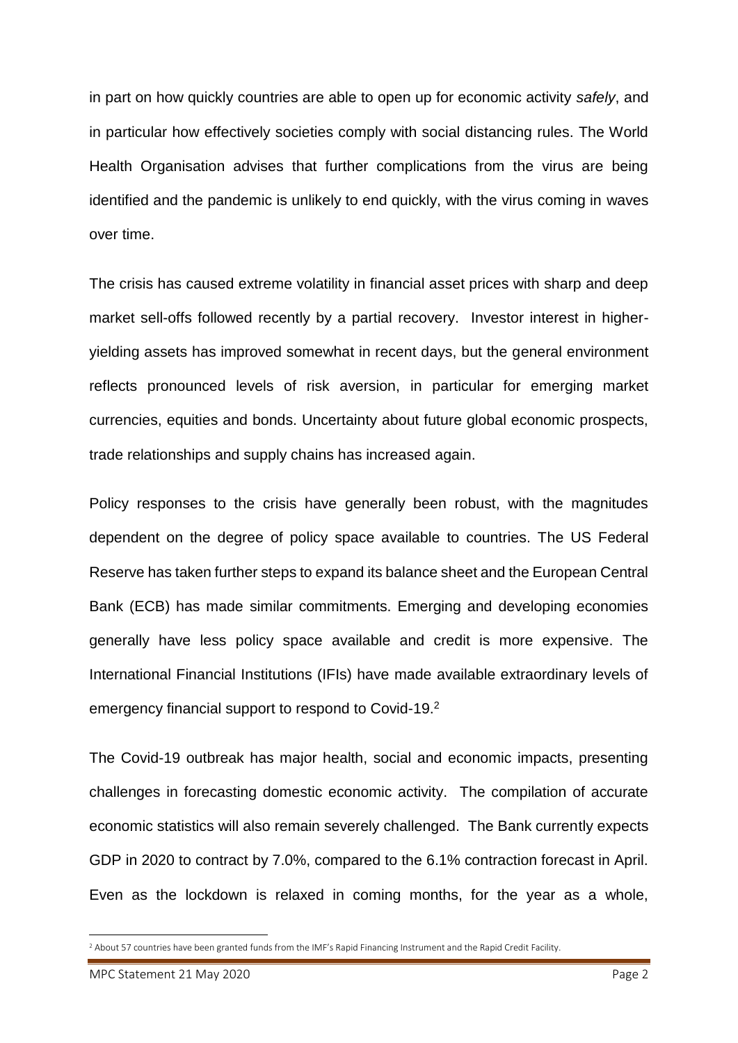in part on how quickly countries are able to open up for economic activity *safely*, and in particular how effectively societies comply with social distancing rules. The World Health Organisation advises that further complications from the virus are being identified and the pandemic is unlikely to end quickly, with the virus coming in waves over time.

The crisis has caused extreme volatility in financial asset prices with sharp and deep market sell-offs followed recently by a partial recovery. Investor interest in higher-yielding assets has improved somewhat in recent days, but the general environment reflects pronounced levels of risk aversion, in particular for emerging market currencies, equities and bonds. Uncertainty about future global economic prospects, trade relationships and supply chains has increased again.

Policy responses to the crisis have generally been robust, with the magnitudes dependent on the degree of policy space available to countries. The US Federal Reserve has taken further steps to expand its balance sheet and the European Central Bank (ECB) has made similar commitments. Emerging and developing economies generally have less policy space available and credit is more expensive. The International Financial Institutions (IFIs) have made available extraordinary levels of emergency financial support to respond to Covid-19.[2]

The Covid-19 outbreak has major health, social and economic impacts, presenting challenges in forecasting domestic economic activity. The compilation of accurate economic statistics will also remain severely challenged. The Bank currently expects GDP in 2020 to contract by 7.0%, compared to the 6.1% contraction forecast in April. Even as the lockdown is relaxed in coming months, for the year as a whole,

[2] About 57 countries have been granted funds from the IMF's Rapid Financing Instrument and the Rapid Credit Facility.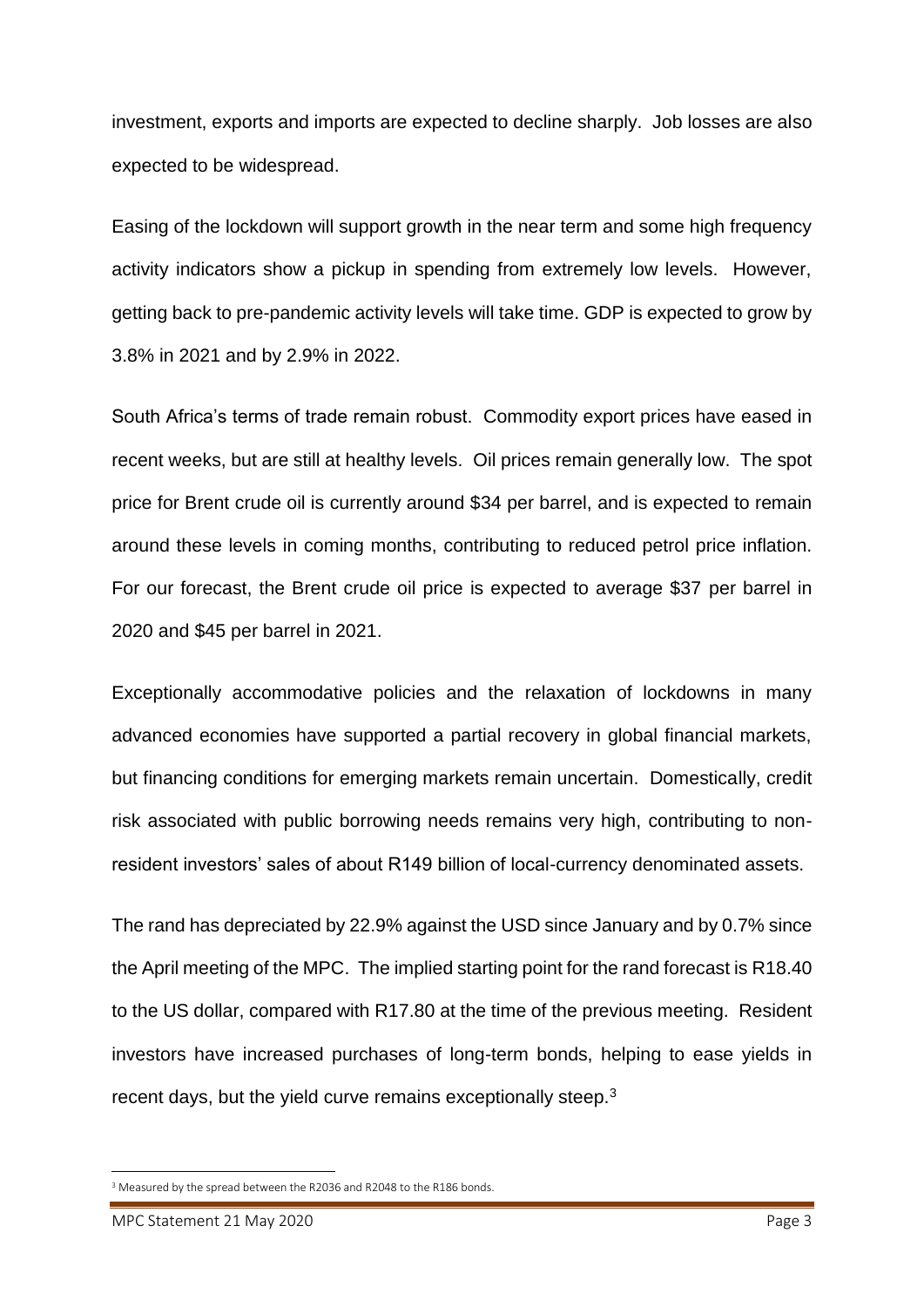investment, exports and imports are expected to decline sharply. Job losses are also expected to be widespread.

Easing of the lockdown will support growth in the near term and some high frequency activity indicators show a pickup in spending from extremely low levels. However, getting back to pre-pandemic activity levels will take time. GDP is expected to grow by 3.8% in 2021 and by 2.9% in 2022.

South Africa's terms of trade remain robust. Commodity export prices have eased in recent weeks, but are still at healthy levels. Oil prices remain generally low. The spot price for Brent crude oil is currently around $34 per barrel, and is expected to remain around these levels in coming months, contributing to reduced petrol price inflation. For our forecast, the Brent crude oil price is expected to average $37 per barrel in 2020 and $45 per barrel in 2021.

Exceptionally accommodative policies and the relaxation of lockdowns in many advanced economies have supported a partial recovery in global financial markets, but financing conditions for emerging markets remain uncertain. Domestically, credit risk associated with public borrowing needs remains very high, contributing to non-resident investors' sales of about R149 billion of local-currency denominated assets.

The rand has depreciated by 22.9% against the USD since January and by 0.7% since the April meeting of the MPC. The implied starting point for the rand forecast is R18.40 to the US dollar, compared with R17.80 at the time of the previous meeting. Resident investors have increased purchases of long-term bonds, helping to ease yields in recent days, but the yield curve remains exceptionally steep.[3]

[3] Measured by the spread between the R2036 and R2048 to the R186 bonds.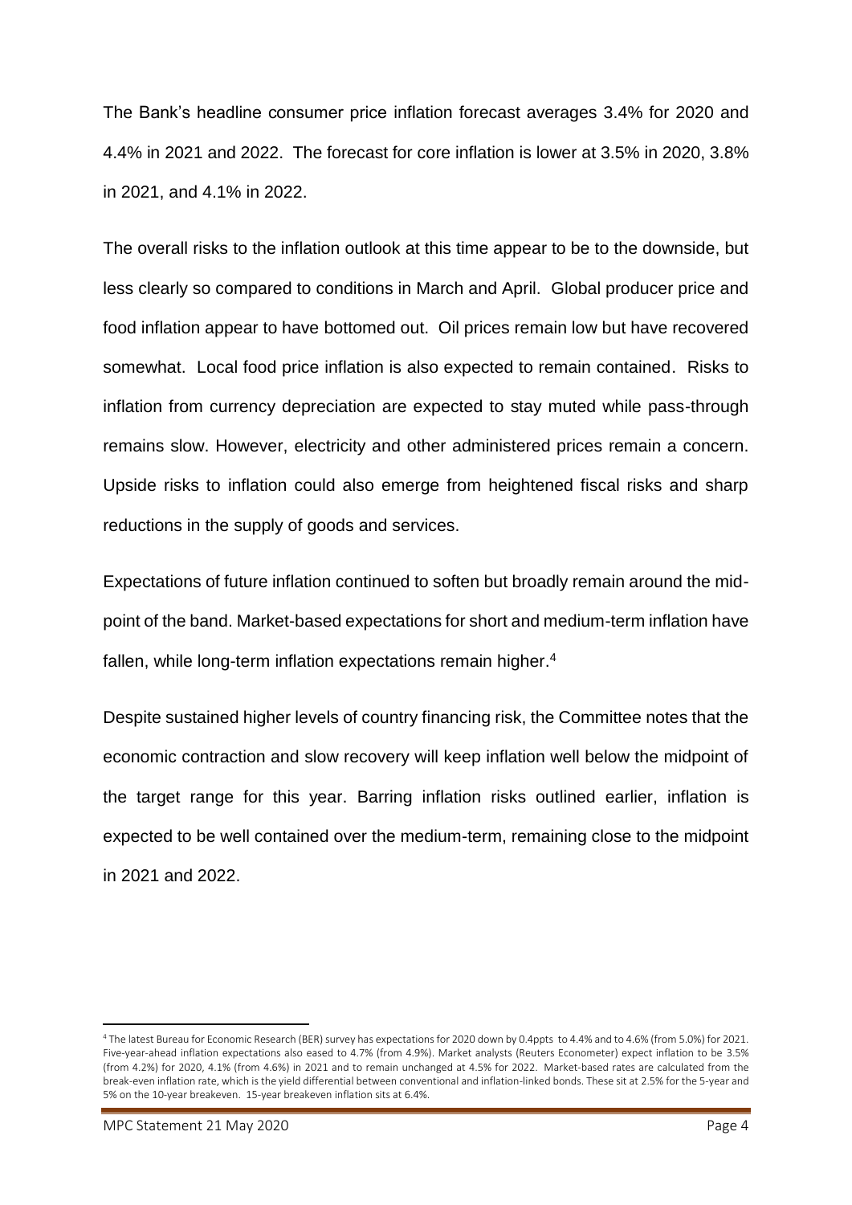The Bank's headline consumer price inflation forecast averages 3.4% for 2020 and 4.4% in 2021 and 2022. The forecast for core inflation is lower at 3.5% in 2020, 3.8% in 2021, and 4.1% in 2022.

The overall risks to the inflation outlook at this time appear to be to the downside, but less clearly so compared to conditions in March and April. Global producer price and food inflation appear to have bottomed out. Oil prices remain low but have recovered somewhat. Local food price inflation is also expected to remain contained. Risks to inflation from currency depreciation are expected to stay muted while pass-through remains slow. However, electricity and other administered prices remain a concern. Upside risks to inflation could also emerge from heightened fiscal risks and sharp reductions in the supply of goods and services.

Expectations of future inflation continued to soften but broadly remain around the midpoint of the band. Market-based expectations for short and medium-term inflation have fallen, while long-term inflation expectations remain higher.[4]

Despite sustained higher levels of country financing risk, the Committee notes that the economic contraction and slow recovery will keep inflation well below the midpoint of the target range for this year. Barring inflation risks outlined earlier, inflation is expected to be well contained over the medium-term, remaining close to the midpoint in 2021 and 2022.

---

[4] The latest Bureau for Economic Research (BER) survey has expectations for 2020 down by 0.4ppts to 4.4% and to 4.6% (from 5.0%) for 2021. Five-year-ahead inflation expectations also eased to 4.7% (from 4.9%). Market analysts (Reuters Econometer) expect inflation to be 3.5% (from 4.2%) for 2020, 4.1% (from 4.6%) in 2021 and to remain unchanged at 4.5% for 2022. Market-based rates are calculated from the break-even inflation rate, which is the yield differential between conventional and inflation-linked bonds. These sit at 2.5% for the 5-year and 5% on the 10-year breakeven. 15-year breakeven inflation sits at 6.4%.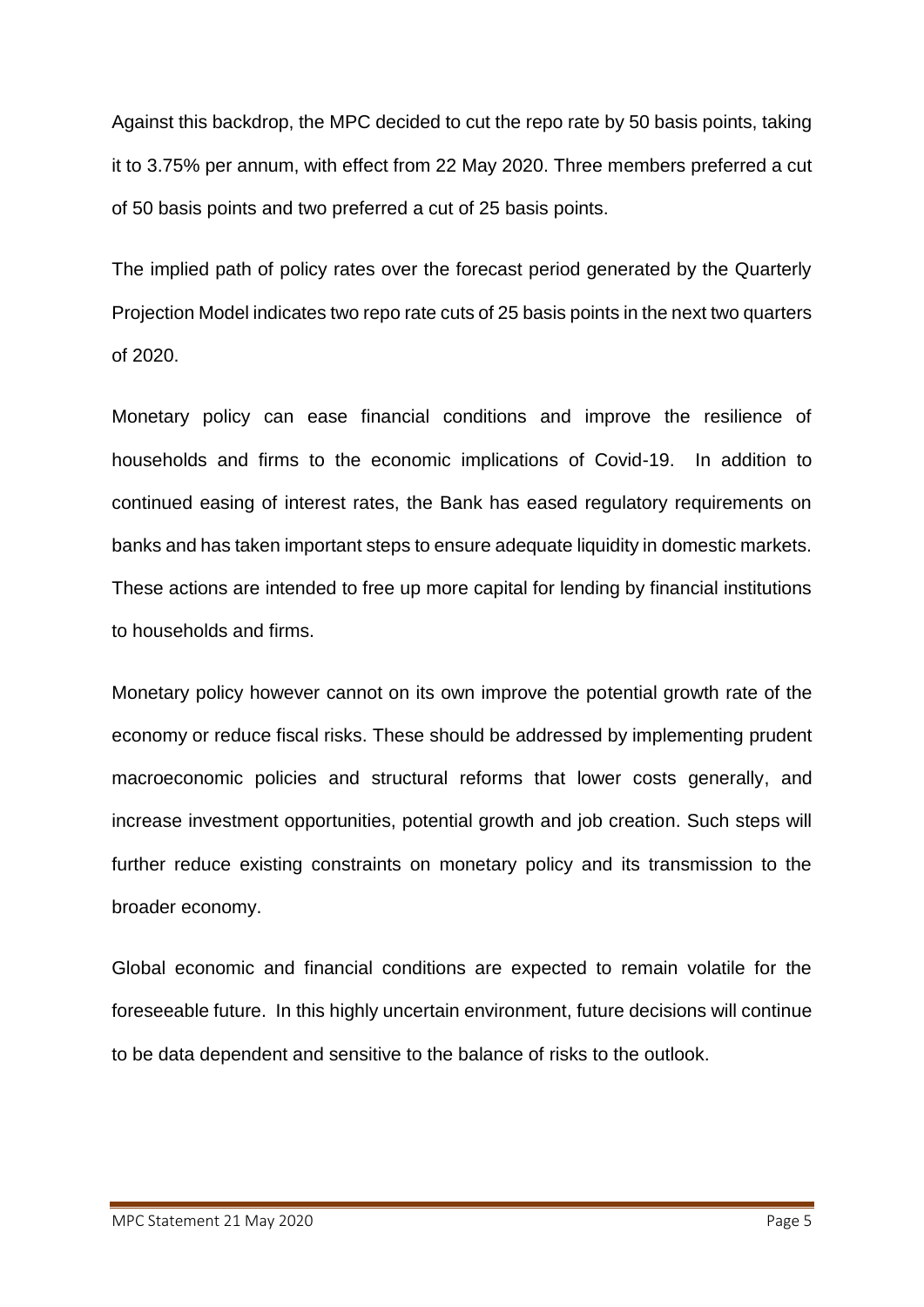Against this backdrop, the MPC decided to cut the repo rate by 50 basis points, taking it to 3.75% per annum, with effect from 22 May 2020. Three members preferred a cut of 50 basis points and two preferred a cut of 25 basis points.

The implied path of policy rates over the forecast period generated by the Quarterly Projection Model indicates two repo rate cuts of 25 basis points in the next two quarters of 2020.

Monetary policy can ease financial conditions and improve the resilience of households and firms to the economic implications of Covid-19. In addition to continued easing of interest rates, the Bank has eased regulatory requirements on banks and has taken important steps to ensure adequate liquidity in domestic markets. These actions are intended to free up more capital for lending by financial institutions to households and firms.

Monetary policy however cannot on its own improve the potential growth rate of the economy or reduce fiscal risks. These should be addressed by implementing prudent macroeconomic policies and structural reforms that lower costs generally, and increase investment opportunities, potential growth and job creation. Such steps will further reduce existing constraints on monetary policy and its transmission to the broader economy.

Global economic and financial conditions are expected to remain volatile for the foreseeable future. In this highly uncertain environment, future decisions will continue to be data dependent and sensitive to the balance of risks to the outlook.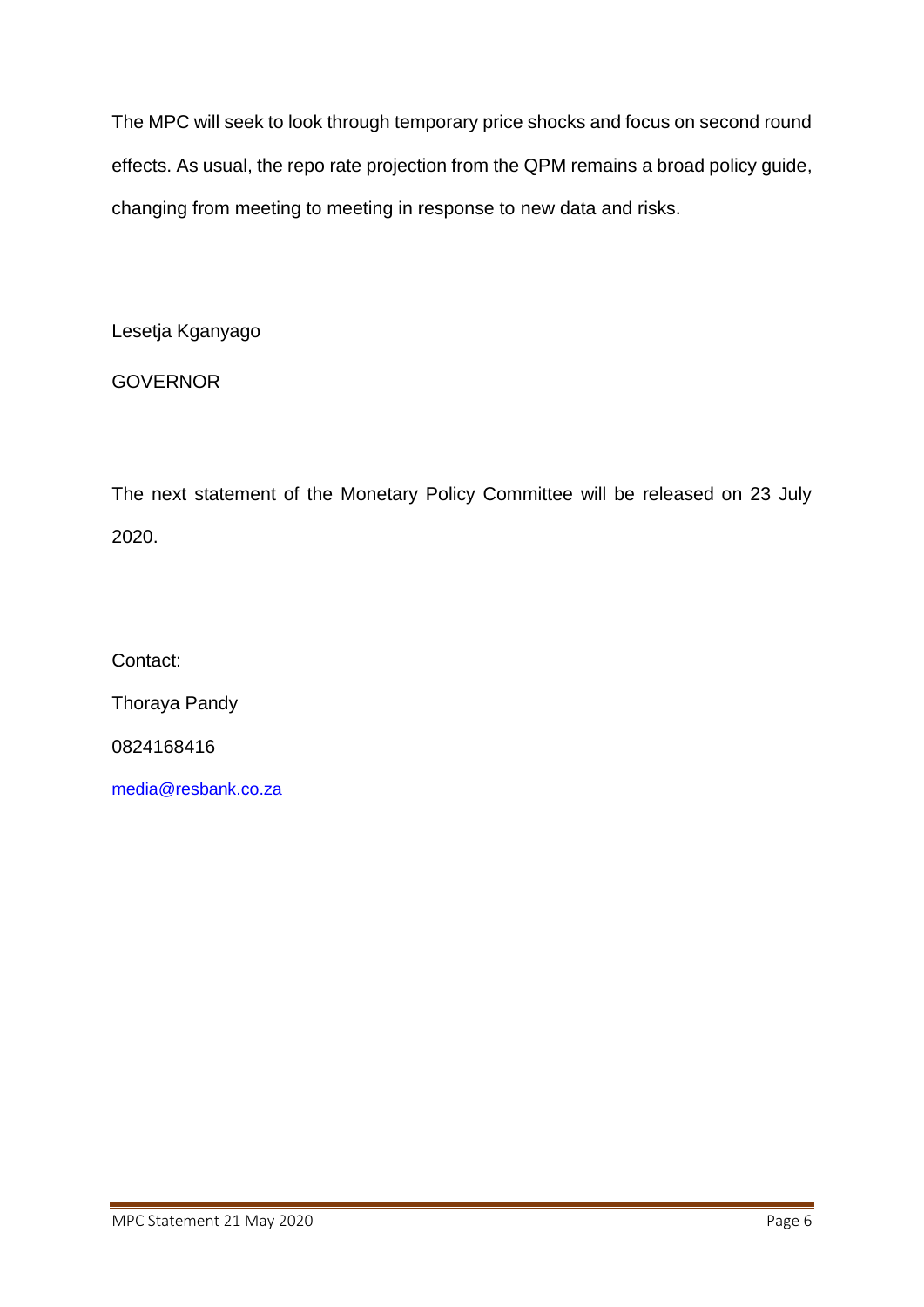The MPC will seek to look through temporary price shocks and focus on second round effects. As usual, the repo rate projection from the QPM remains a broad policy guide, changing from meeting to meeting in response to new data and risks.

Lesetja Kganyago

GOVERNOR

The next statement of the Monetary Policy Committee will be released on 23 July 2020.

Contact:

Thoraya Pandy

0824168416

media@resbank.co.za